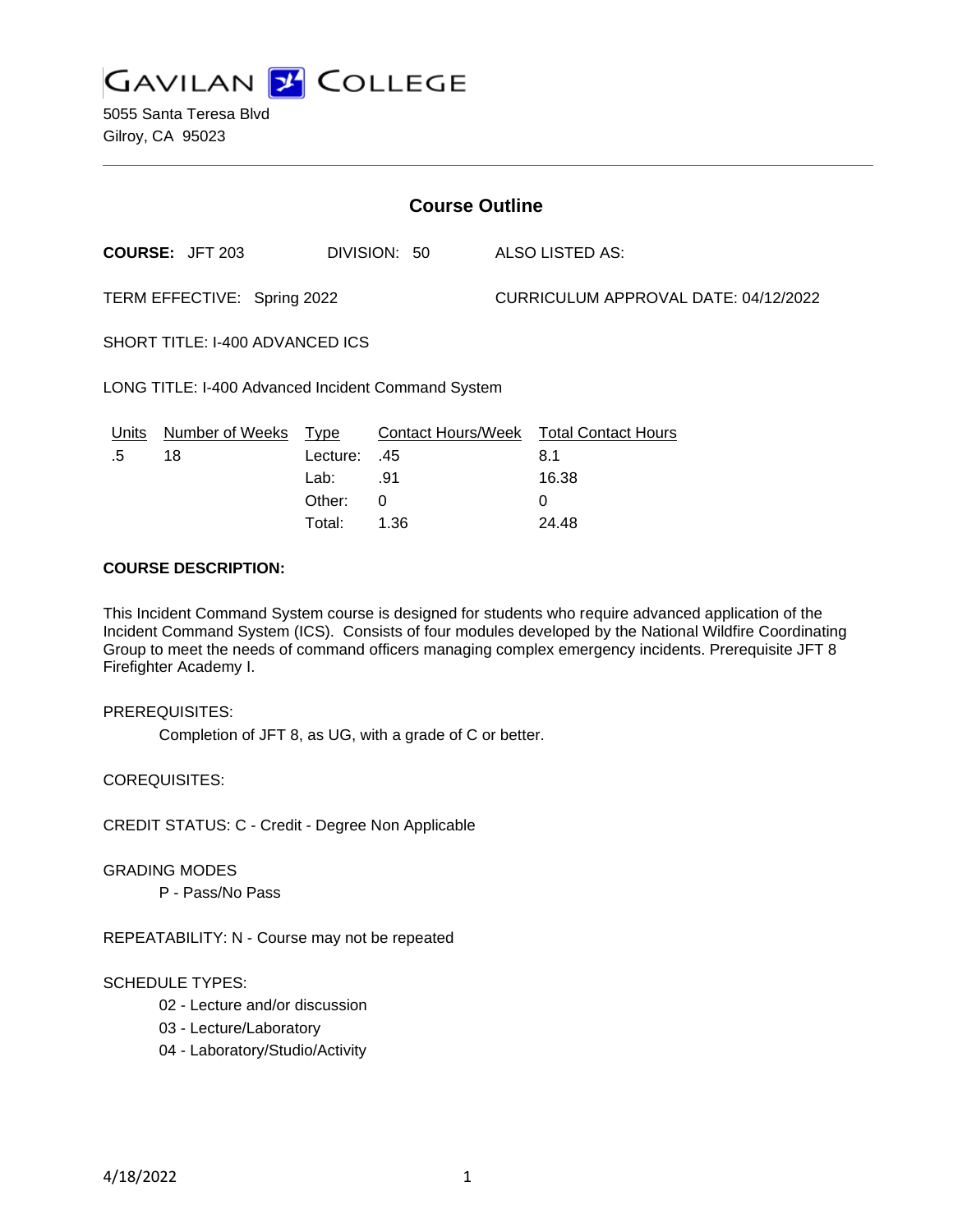# Gavilan College

5055 Santa Teresa Blvd
Gilroy, CA 95023

## Course Outline

**COURSE:** JFT 203 DIVISION: 50 ALSO LISTED AS:

TERM EFFECTIVE: Spring 2022 CURRICULUM APPROVAL DATE: 04/12/2022

SHORT TITLE: I-400 ADVANCED ICS

LONG TITLE: I-400 Advanced Incident Command System

| Units | Number of Weeks | Type | Contact Hours/Week | Total Contact Hours |
|---|---|---|---|---|
| .5 | 18 | Lecture: | .45 | 8.1 |
| | | Lab: | .91 | 16.38 |
| | | Other: | 0 | 0 |
| | | Total: | 1.36 | 24.48 |

**COURSE DESCRIPTION:**

This Incident Command System course is designed for students who require advanced application of the Incident Command System (ICS). Consists of four modules developed by the National Wildfire Coordinating Group to meet the needs of command officers managing complex emergency incidents. Prerequisite JFT 8 Firefighter Academy I.

PREREQUISITES:

Completion of JFT 8, as UG, with a grade of C or better.

COREQUISITES:

CREDIT STATUS: C - Credit - Degree Non Applicable

GRADING MODES

P - Pass/No Pass

REPEATABILITY: N - Course may not be repeated

SCHEDULE TYPES:

02 - Lecture and/or discussion
03 - Lecture/Laboratory
04 - Laboratory/Studio/Activity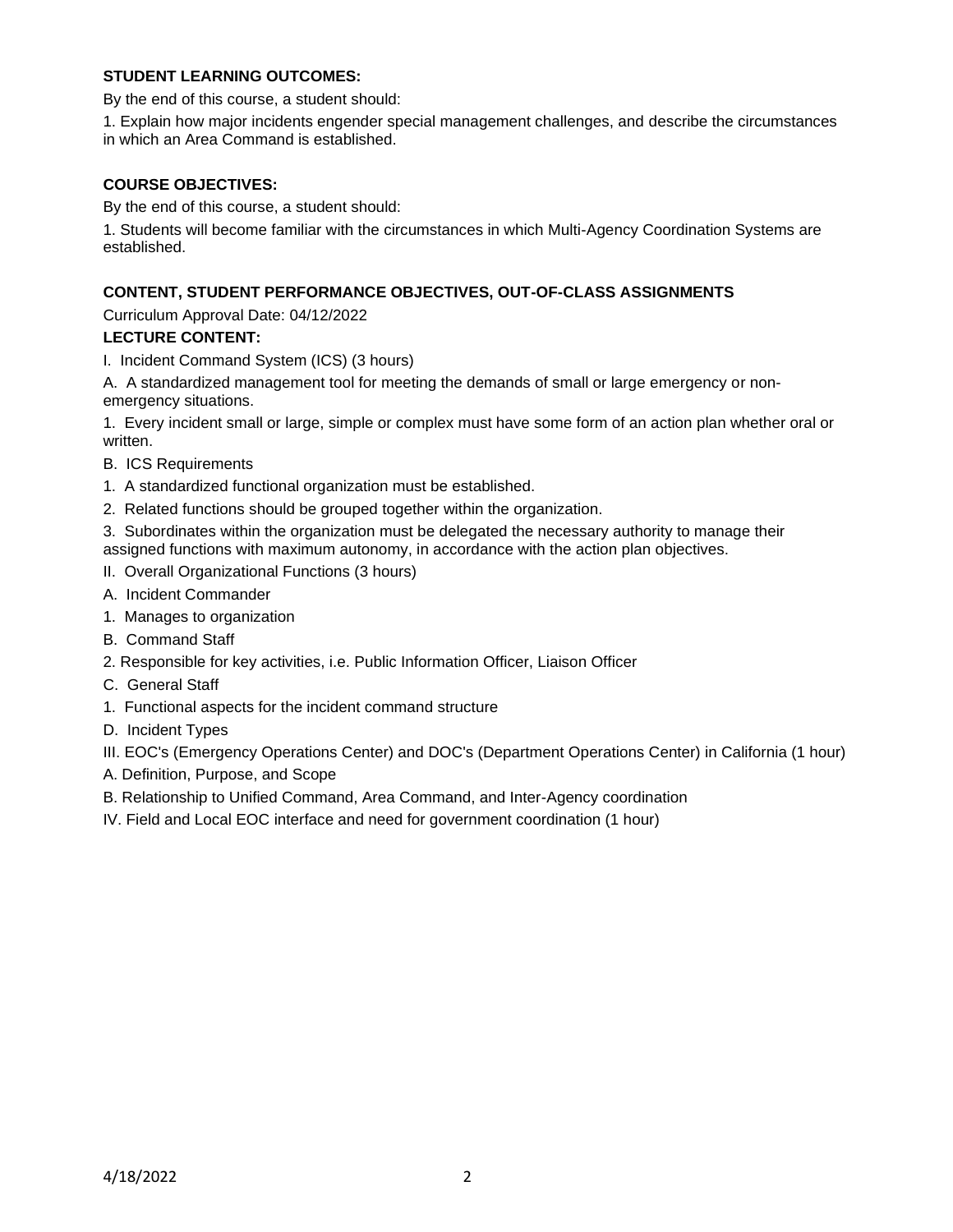### STUDENT LEARNING OUTCOMES:

By the end of this course, a student should:

1. Explain how major incidents engender special management challenges, and describe the circumstances in which an Area Command is established.

### COURSE OBJECTIVES:

By the end of this course, a student should:

1. Students will become familiar with the circumstances in which Multi-Agency Coordination Systems are established.

### CONTENT, STUDENT PERFORMANCE OBJECTIVES, OUT-OF-CLASS ASSIGNMENTS

Curriculum Approval Date: 04/12/2022

### LECTURE CONTENT:

I. Incident Command System (ICS) (3 hours)

A. A standardized management tool for meeting the demands of small or large emergency or non-emergency situations.

1. Every incident small or large, simple or complex must have some form of an action plan whether oral or written.

B. ICS Requirements

1. A standardized functional organization must be established.

2. Related functions should be grouped together within the organization.

3. Subordinates within the organization must be delegated the necessary authority to manage their assigned functions with maximum autonomy, in accordance with the action plan objectives.

II. Overall Organizational Functions (3 hours)

A. Incident Commander

1. Manages to organization

B. Command Staff

2. Responsible for key activities, i.e. Public Information Officer, Liaison Officer

C. General Staff

1. Functional aspects for the incident command structure

D. Incident Types

III. EOC's (Emergency Operations Center) and DOC's (Department Operations Center) in California (1 hour)

A. Definition, Purpose, and Scope

B. Relationship to Unified Command, Area Command, and Inter-Agency coordination

IV. Field and Local EOC interface and need for government coordination (1 hour)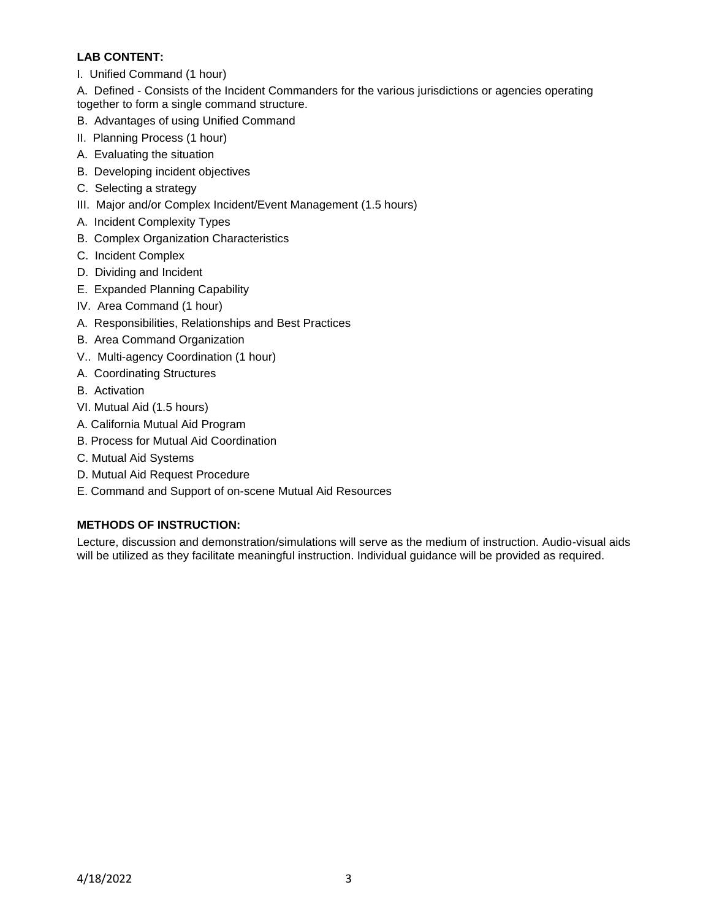**LAB CONTENT:**

I. Unified Command (1 hour)

A. Defined - Consists of the Incident Commanders for the various jurisdictions or agencies operating together to form a single command structure.

B. Advantages of using Unified Command

II. Planning Process (1 hour)

A. Evaluating the situation

B. Developing incident objectives

C. Selecting a strategy

III. Major and/or Complex Incident/Event Management (1.5 hours)

A. Incident Complexity Types

B. Complex Organization Characteristics

C. Incident Complex

D. Dividing and Incident

E. Expanded Planning Capability

IV. Area Command (1 hour)

A. Responsibilities, Relationships and Best Practices

B. Area Command Organization

V.. Multi-agency Coordination (1 hour)

A. Coordinating Structures

B. Activation

VI. Mutual Aid (1.5 hours)

A. California Mutual Aid Program

B. Process for Mutual Aid Coordination

C. Mutual Aid Systems

D. Mutual Aid Request Procedure

E. Command and Support of on-scene Mutual Aid Resources

**METHODS OF INSTRUCTION:**

Lecture, discussion and demonstration/simulations will serve as the medium of instruction. Audio-visual aids will be utilized as they facilitate meaningful instruction. Individual guidance will be provided as required.

4/18/2022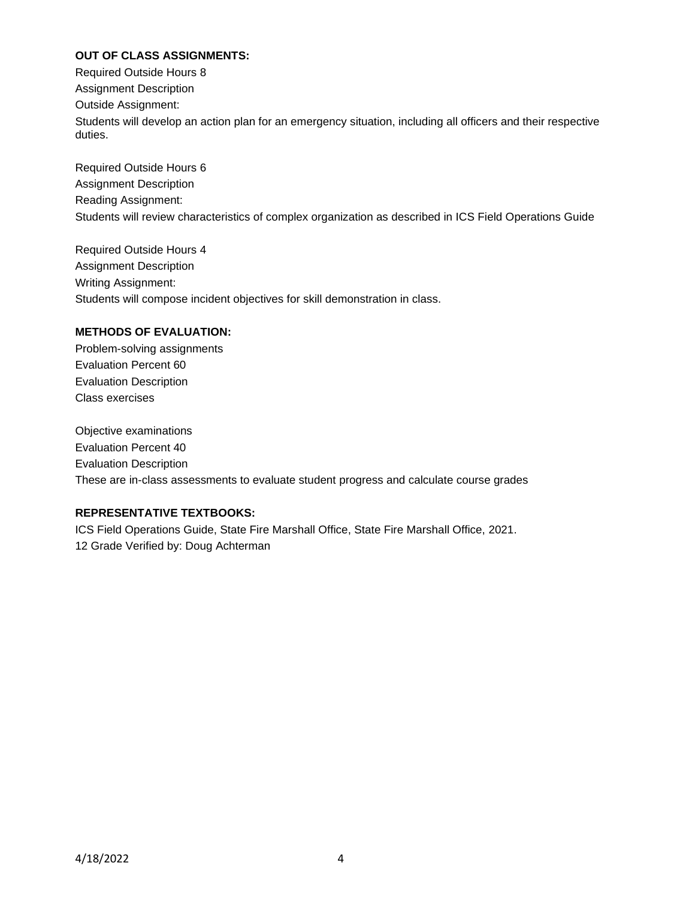**OUT OF CLASS ASSIGNMENTS:**

Required Outside Hours 8
Assignment Description
Outside Assignment:
Students will develop an action plan for an emergency situation, including all officers and their respective duties.

Required Outside Hours 6
Assignment Description
Reading Assignment:
Students will review characteristics of complex organization as described in ICS Field Operations Guide

Required Outside Hours 4
Assignment Description
Writing Assignment:
Students will compose incident objectives for skill demonstration in class.

**METHODS OF EVALUATION:**

Problem-solving assignments
Evaluation Percent 60
Evaluation Description
Class exercises

Objective examinations
Evaluation Percent 40
Evaluation Description
These are in-class assessments to evaluate student progress and calculate course grades

**REPRESENTATIVE TEXTBOOKS:**

ICS Field Operations Guide, State Fire Marshall Office, State Fire Marshall Office, 2021.
12 Grade Verified by: Doug Achterman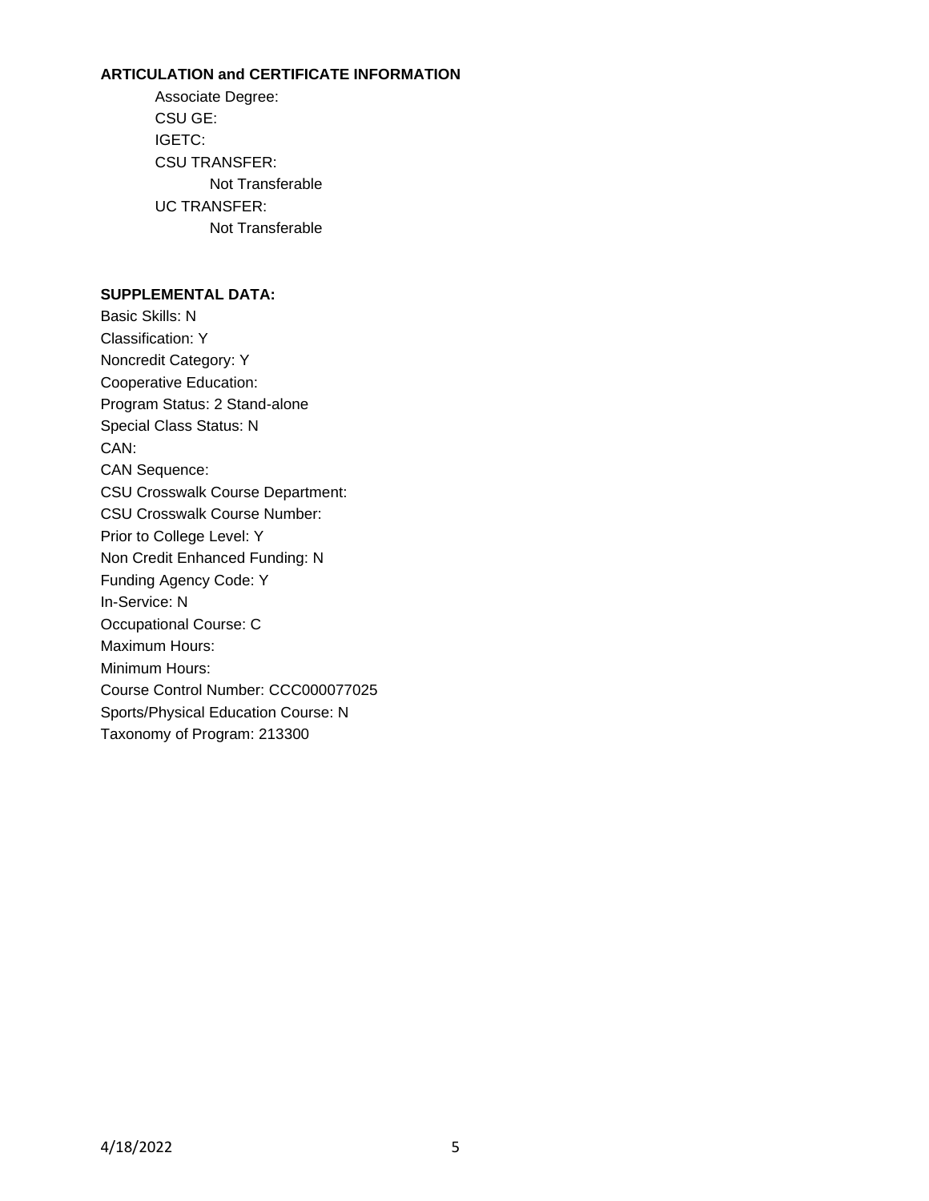**ARTICULATION and CERTIFICATE INFORMATION**

Associate Degree:
CSU GE:
IGETC:
CSU TRANSFER:
Not Transferable
UC TRANSFER:
Not Transferable

**SUPPLEMENTAL DATA:**

Basic Skills: N
Classification: Y
Noncredit Category: Y
Cooperative Education:
Program Status: 2 Stand-alone
Special Class Status: N
CAN:
CAN Sequence:
CSU Crosswalk Course Department:
CSU Crosswalk Course Number:
Prior to College Level: Y
Non Credit Enhanced Funding: N
Funding Agency Code: Y
In-Service: N
Occupational Course: C
Maximum Hours:
Minimum Hours:
Course Control Number: CCC000077025
Sports/Physical Education Course: N
Taxonomy of Program: 213300